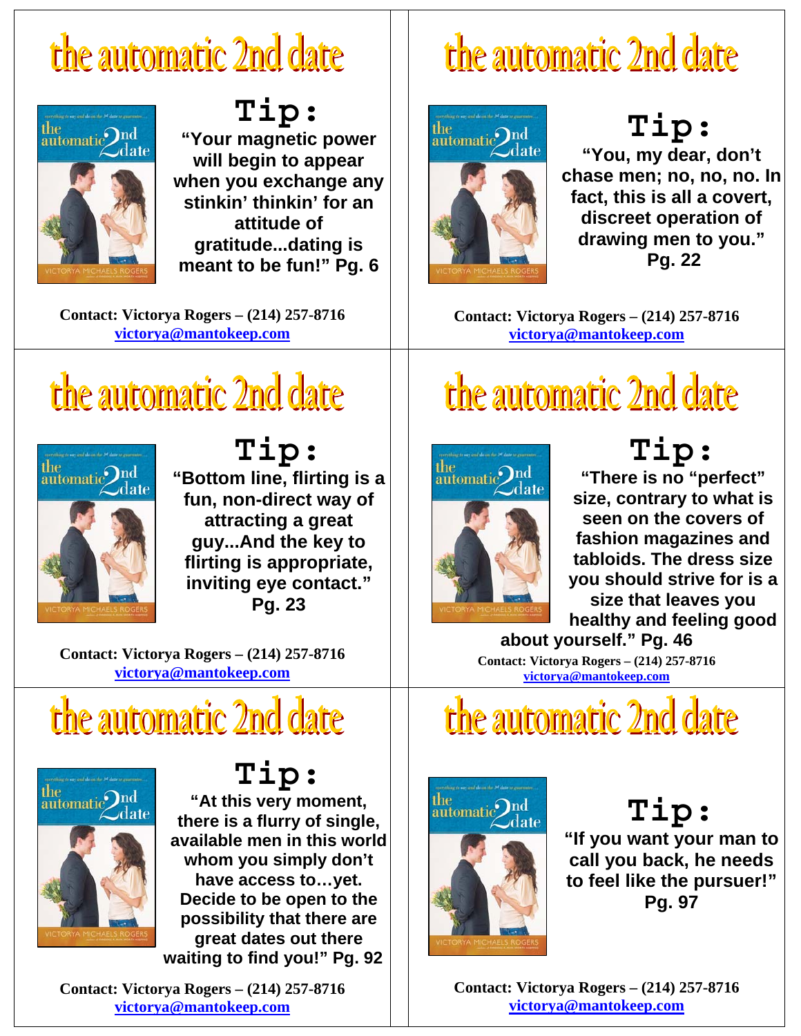# the automatic 2nd date

## Tip:

**"Your magnetic power will begin to appear when you exchange any stinkin' thinkin' for an attitude of gratitude...dating is meant to be fun!" Pg. 6**

**Contact: Victorya Rogers – (214) 257-8716**
**victorya@mantokeep.com**

# the automatic 2nd date

## Tip:

**"You, my dear, don't chase men; no, no, no. In fact, this is all a covert, discreet operation of drawing men to you." Pg. 22**

**Contact: Victorya Rogers – (214) 257-8716**
**victorya@mantokeep.com**

# the automatic 2nd date

## Tip:

**"Bottom line, flirting is a fun, non-direct way of attracting a great guy...And the key to flirting is appropriate, inviting eye contact." Pg. 23**

**Contact: Victorya Rogers – (214) 257-8716**
**victorya@mantokeep.com**

# the automatic 2nd date

## Tip:

**"There is no "perfect" size, contrary to what is seen on the covers of fashion magazines and tabloids. The dress size you should strive for is a size that leaves you healthy and feeling good about yourself." Pg. 46**

**Contact: Victorya Rogers – (214) 257-8716**
**victorya@mantokeep.com**

# the automatic 2nd date

## Tip:

**"At this very moment, there is a flurry of single, available men in this world whom you simply don't have access to…yet. Decide to be open to the possibility that there are great dates out there waiting to find you!" Pg. 92**

**Contact: Victorya Rogers – (214) 257-8716**
**victorya@mantokeep.com**

# the automatic 2nd date

## Tip:

**"If you want your man to call you back, he needs to feel like the pursuer!" Pg. 97**

**Contact: Victorya Rogers – (214) 257-8716**
**victorya@mantokeep.com**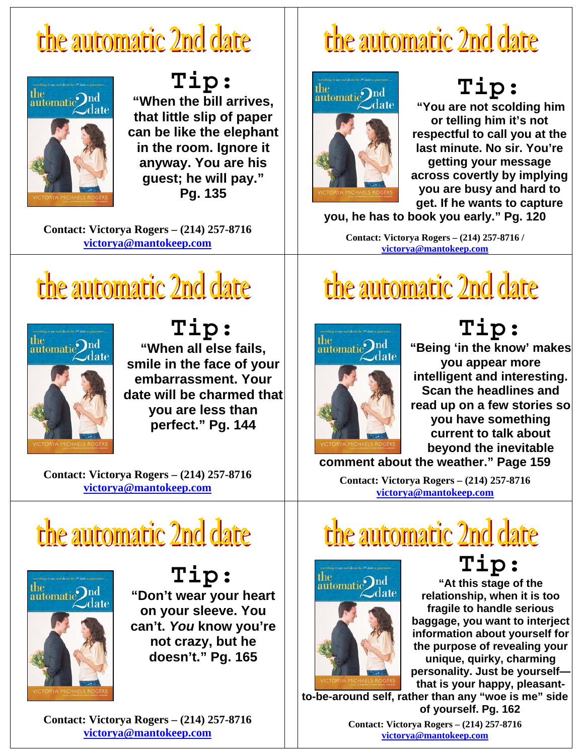# the automatic 2nd date

## Tip:

**"When the bill arrives, that little slip of paper can be like the elephant in the room. Ignore it anyway. You are his guest; he will pay." Pg. 135**

**Contact: Victorya Rogers – (214) 257-8716**
**victorya@mantokeep.com**

# the automatic 2nd date

## Tip:

**"You are not scolding him or telling him it's not respectful to call you at the last minute. No sir. You're getting your message across covertly by implying you are busy and hard to get. If he wants to capture you, he has to book you early." Pg. 120**

**Contact: Victorya Rogers – (214) 257-8716 /**
**victorya@mantokeep.com**

# the automatic 2nd date

## Tip:

**"When all else fails, smile in the face of your embarrassment. Your date will be charmed that you are less than perfect." Pg. 144**

**Contact: Victorya Rogers – (214) 257-8716**
**victorya@mantokeep.com**

# the automatic 2nd date

## Tip:

**"Being 'in the know' makes you appear more intelligent and interesting. Scan the headlines and read up on a few stories so you have something current to talk about beyond the inevitable comment about the weather." Page 159**

**Contact: Victorya Rogers – (214) 257-8716**
**victorya@mantokeep.com**

# the automatic 2nd date

## Tip:

**"Don't wear your heart on your sleeve. You can't. *You* know you're not crazy, but he doesn't." Pg. 165**

**Contact: Victorya Rogers – (214) 257-8716**
**victorya@mantokeep.com**

# the automatic 2nd date

## Tip:

**"At this stage of the relationship, when it is too fragile to handle serious baggage, you want to interject information about yourself for the purpose of revealing your unique, quirky, charming personality. Just be yourself—that is your happy, pleasant-to-be-around self, rather than any "woe is me" side of yourself. Pg. 162**

**Contact: Victorya Rogers – (214) 257-8716**
**victorya@mantokeep.com**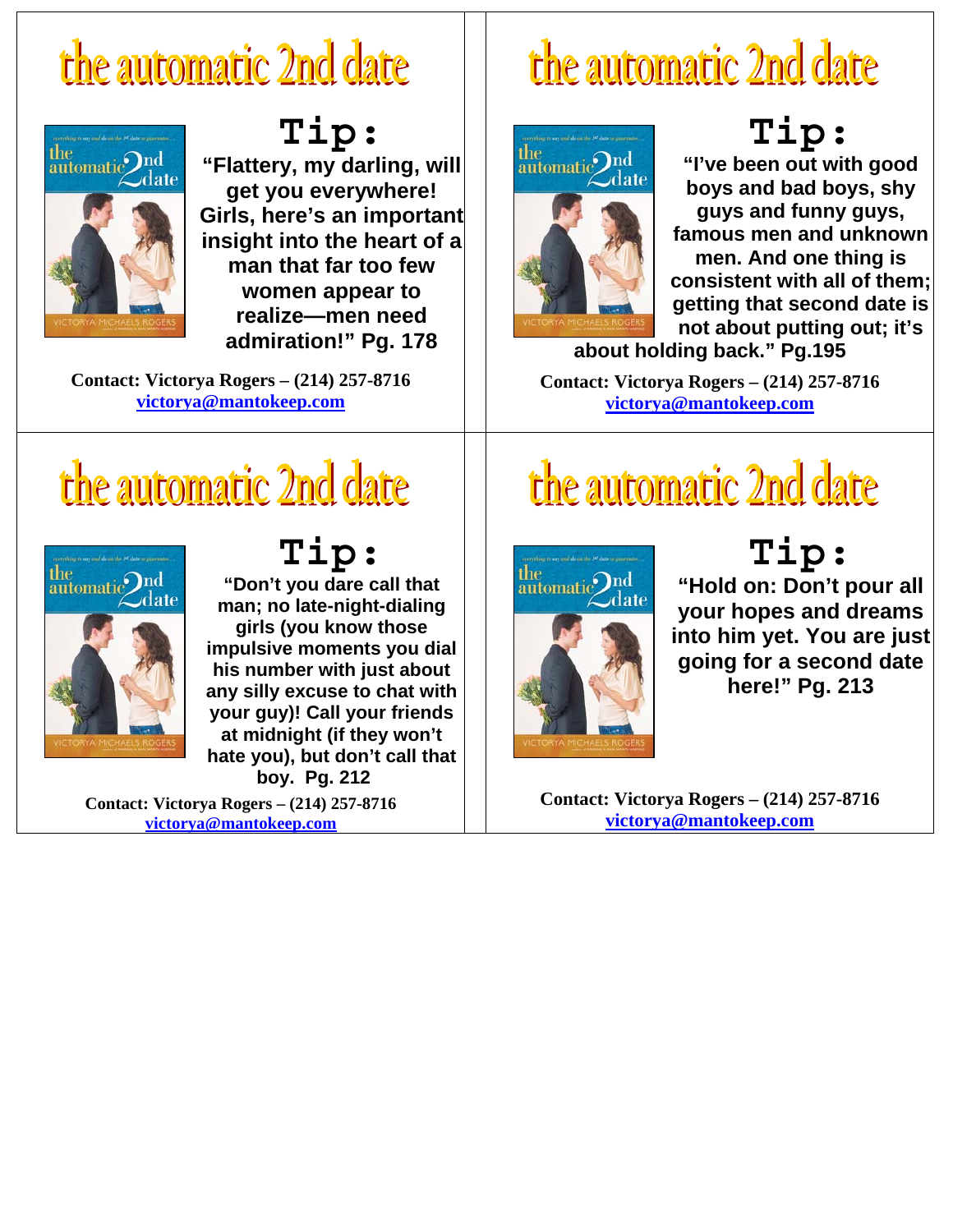# the automatic 2nd date

## Tip:

**"Flattery, my darling, will get you everywhere! Girls, here's an important insight into the heart of a man that far too few women appear to realize—men need admiration!" Pg. 178**

**Contact: Victorya Rogers – (214) 257-8716**
**victorya@mantokeep.com**

# the automatic 2nd date

## Tip:

**"I've been out with good boys and bad boys, shy guys and funny guys, famous men and unknown men. And one thing is consistent with all of them; getting that second date is not about putting out; it's about holding back." Pg.195**

**Contact: Victorya Rogers – (214) 257-8716**
**victorya@mantokeep.com**

# the automatic 2nd date

## Tip:

**"Don't you dare call that man; no late-night-dialing girls (you know those impulsive moments you dial his number with just about any silly excuse to chat with your guy)! Call your friends at midnight (if they won't hate you), but don't call that boy. Pg. 212**

**Contact: Victorya Rogers – (214) 257-8716**
**victorya@mantokeep.com**

# the automatic 2nd date

## Tip:

**"Hold on: Don't pour all your hopes and dreams into him yet. You are just going for a second date here!" Pg. 213**

**Contact: Victorya Rogers – (214) 257-8716**
**victorya@mantokeep.com**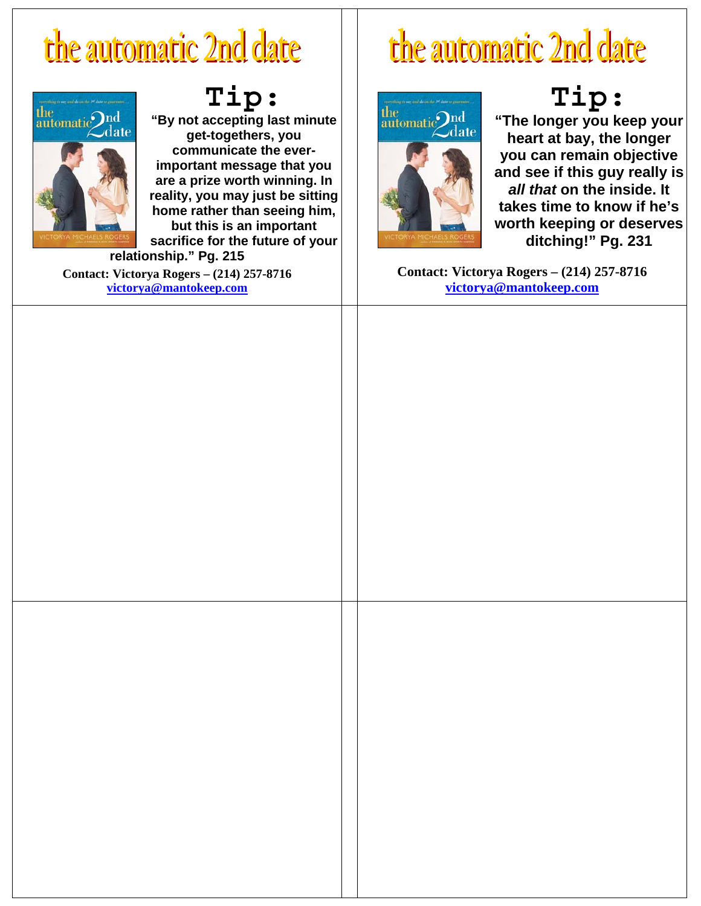# the automatic 2nd date

## Tip:

**"By not accepting last minute get-togethers, you communicate the ever-important message that you are a prize worth winning. In reality, you may just be sitting home rather than seeing him, but this is an important sacrifice for the future of your relationship." Pg. 215**

**Contact: Victorya Rogers – (214) 257-8716**
**victorya@mantokeep.com**

# the automatic 2nd date

## Tip:

**"The longer you keep your heart at bay, the longer you can remain objective and see if this guy really is *all that* on the inside. It takes time to know if he's worth keeping or deserves ditching!" Pg. 231**

**Contact: Victorya Rogers – (214) 257-8716**
**victorya@mantokeep.com**